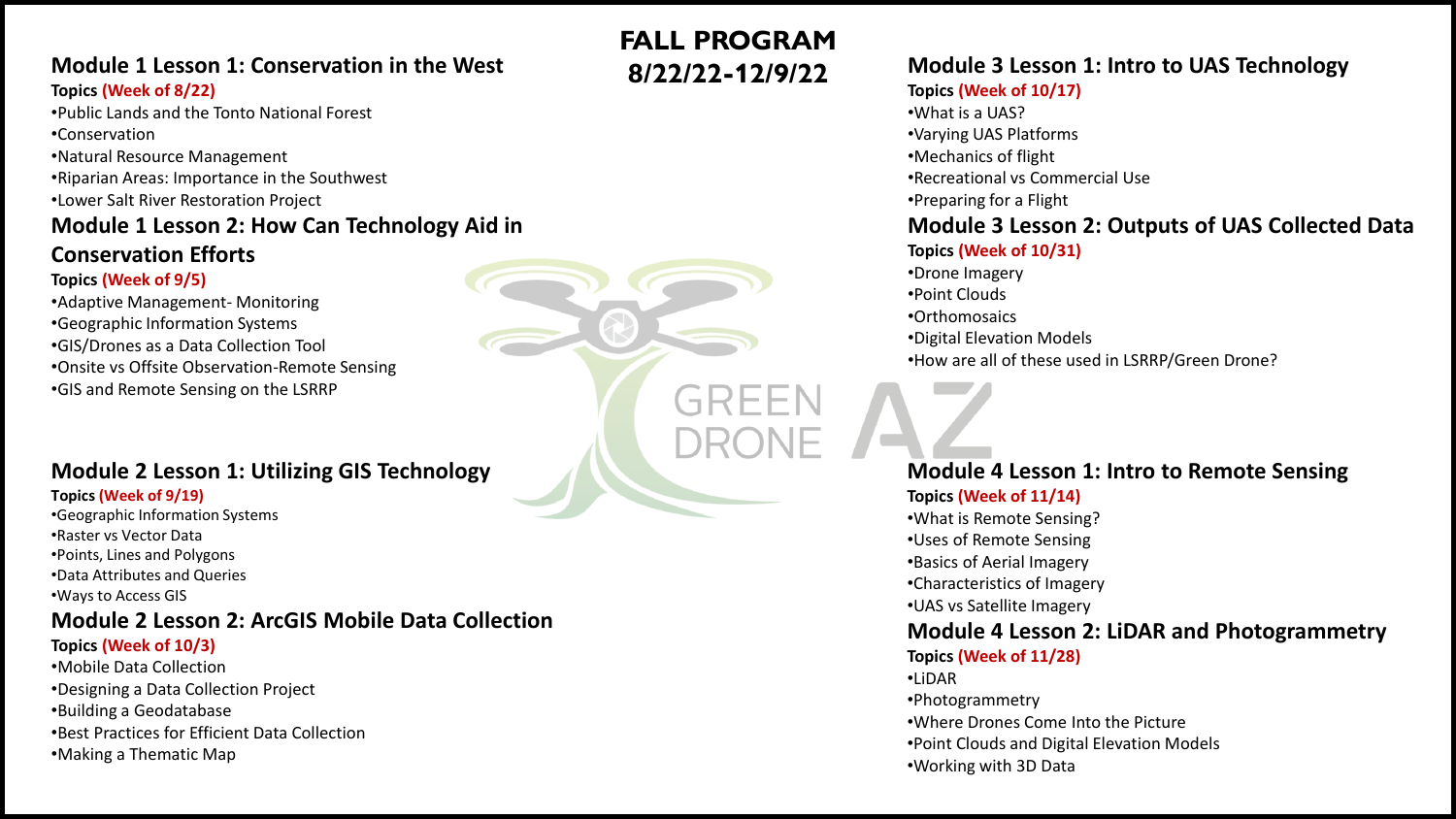# FALL PROGRAM 8/22/22-12/9/22

## Module 1 Lesson 1: Conservation in the West

**Topics (Week of 8/22)**

- Public Lands and the Tonto National Forest
- Conservation
- Natural Resource Management
- Riparian Areas: Importance in the Southwest
- Lower Salt River Restoration Project

## Module 1 Lesson 2: How Can Technology Aid in Conservation Efforts

**Topics (Week of 9/5)**

- Adaptive Management- Monitoring
- Geographic Information Systems
- GIS/Drones as a Data Collection Tool
- Onsite vs Offsite Observation-Remote Sensing
- GIS and Remote Sensing on the LSRRP

## Module 2 Lesson 1: Utilizing GIS Technology

**Topics (Week of 9/19)**

- Geographic Information Systems
- Raster vs Vector Data
- Points, Lines and Polygons
- Data Attributes and Queries
- Ways to Access GIS

## Module 2 Lesson 2: ArcGIS Mobile Data Collection

**Topics (Week of 10/3)**

- Mobile Data Collection
- Designing a Data Collection Project
- Building a Geodatabase
- Best Practices for Efficient Data Collection
- Making a Thematic Map

## Module 3 Lesson 1: Intro to UAS Technology

**Topics (Week of 10/17)**

- What is a UAS?
- Varying UAS Platforms
- Mechanics of flight
- Recreational vs Commercial Use
- Preparing for a Flight

## Module 3 Lesson 2: Outputs of UAS Collected Data

**Topics (Week of 10/31)**

- Drone Imagery
- Point Clouds
- Orthomosaics
- Digital Elevation Models
- How are all of these used in LSRRP/Green Drone?

## Module 4 Lesson 1: Intro to Remote Sensing

**Topics (Week of 11/14)**

- What is Remote Sensing?
- Uses of Remote Sensing
- Basics of Aerial Imagery
- Characteristics of Imagery
- UAS vs Satellite Imagery

## Module 4 Lesson 2: LiDAR and Photogrammetry

**Topics (Week of 11/28)**

- LiDAR
- Photogrammetry
- Where Drones Come Into the Picture
- Point Clouds and Digital Elevation Models
- Working with 3D Data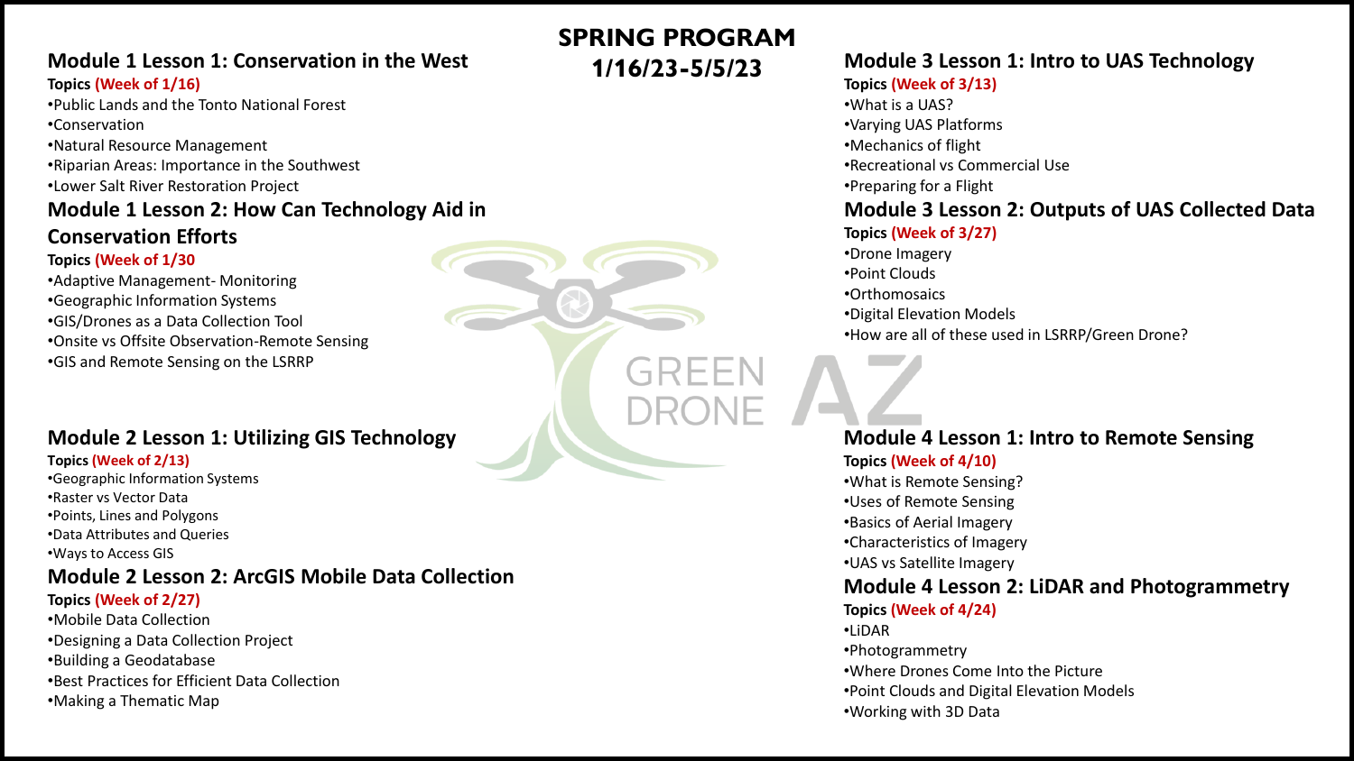# SPRING PROGRAM 1/16/23-5/5/23

## Module 1 Lesson 1: Conservation in the West

**Topics (Week of 1/16)**

- Public Lands and the Tonto National Forest
- Conservation
- Natural Resource Management
- Riparian Areas: Importance in the Southwest
- Lower Salt River Restoration Project

## Module 1 Lesson 2: How Can Technology Aid in Conservation Efforts

**Topics (Week of 1/30)**

- Adaptive Management- Monitoring
- Geographic Information Systems
- GIS/Drones as a Data Collection Tool
- Onsite vs Offsite Observation-Remote Sensing
- GIS and Remote Sensing on the LSRRP

## Module 2 Lesson 1: Utilizing GIS Technology

**Topics (Week of 2/13)**

- Geographic Information Systems
- Raster vs Vector Data
- Points, Lines and Polygons
- Data Attributes and Queries
- Ways to Access GIS

## Module 2 Lesson 2: ArcGIS Mobile Data Collection

**Topics (Week of 2/27)**

- Mobile Data Collection
- Designing a Data Collection Project
- Building a Geodatabase
- Best Practices for Efficient Data Collection
- Making a Thematic Map

## Module 3 Lesson 1: Intro to UAS Technology

**Topics (Week of 3/13)**

- What is a UAS?
- Varying UAS Platforms
- Mechanics of flight
- Recreational vs Commercial Use
- Preparing for a Flight

## Module 3 Lesson 2: Outputs of UAS Collected Data

**Topics (Week of 3/27)**

- Drone Imagery
- Point Clouds
- Orthomosaics
- Digital Elevation Models
- How are all of these used in LSRRP/Green Drone?

## Module 4 Lesson 1: Intro to Remote Sensing

**Topics (Week of 4/10)**

- What is Remote Sensing?
- Uses of Remote Sensing
- Basics of Aerial Imagery
- Characteristics of Imagery
- UAS vs Satellite Imagery

## Module 4 Lesson 2: LiDAR and Photogrammetry

**Topics (Week of 4/24)**

- LiDAR
- Photogrammetry
- Where Drones Come Into the Picture
- Point Clouds and Digital Elevation Models
- Working with 3D Data